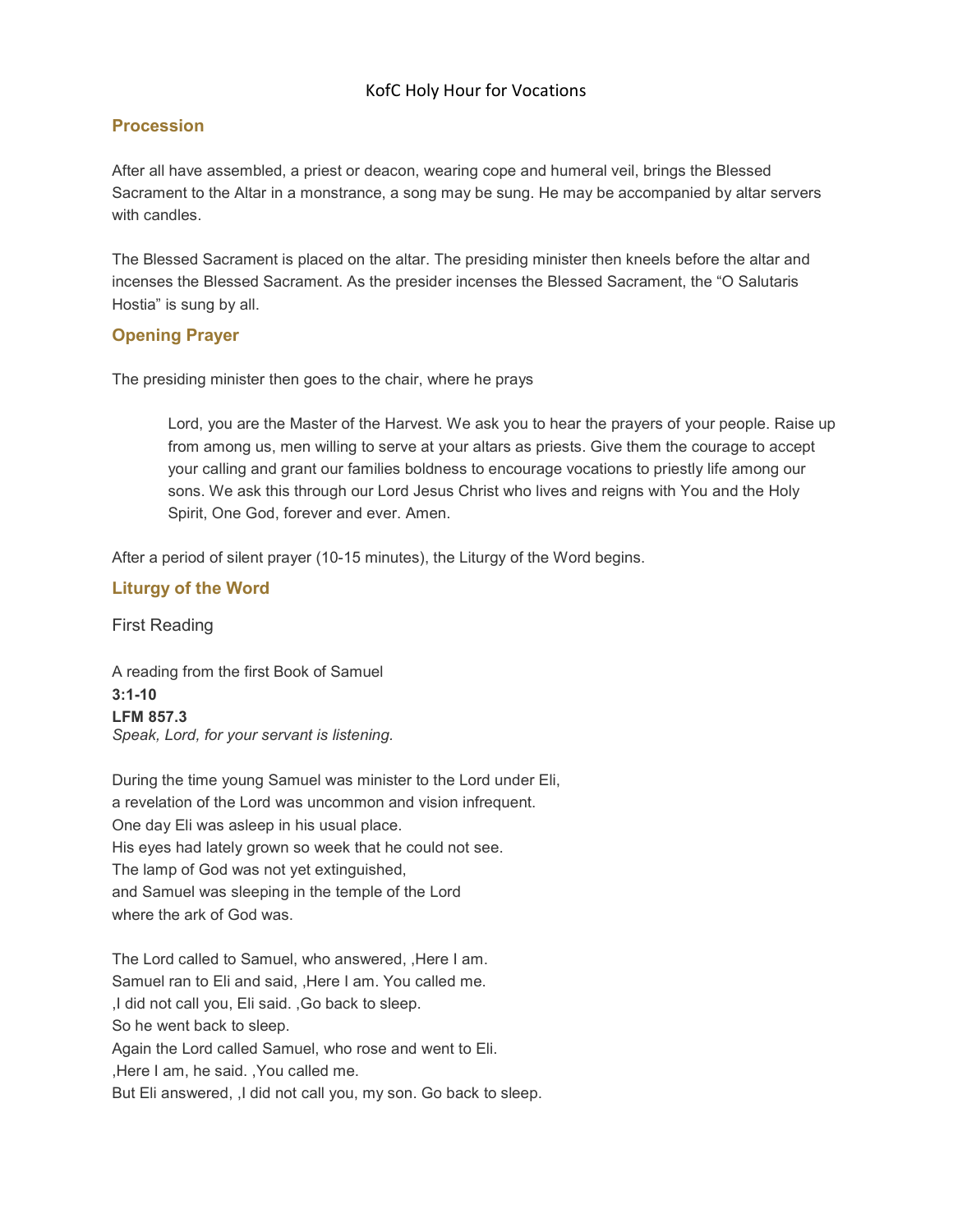# KofC Holy Hour for Vocations

## Procession

After all have assembled, a priest or deacon, wearing cope and humeral veil, brings the Blessed Sacrament to the Altar in a monstrance, a song may be sung. He may be accompanied by altar servers with candles.

The Blessed Sacrament is placed on the altar. The presiding minister then kneels before the altar and incenses the Blessed Sacrament. As the presider incenses the Blessed Sacrament, the "O Salutaris Hostia" is sung by all.

## Opening Prayer

The presiding minister then goes to the chair, where he prays

> Lord, you are the Master of the Harvest. We ask you to hear the prayers of your people. Raise up from among us, men willing to serve at your altars as priests. Give them the courage to accept your calling and grant our families boldness to encourage vocations to priestly life among our sons. We ask this through our Lord Jesus Christ who lives and reigns with You and the Holy Spirit, One God, forever and ever. Amen.

After a period of silent prayer (10-15 minutes), the Liturgy of the Word begins.

## Liturgy of the Word

### First Reading

A reading from the first Book of Samuel
**3:1-10**
**LFM 857.3**
*Speak, Lord, for your servant is listening.*

During the time young Samuel was minister to the Lord under Eli,
a revelation of the Lord was uncommon and vision infrequent.
One day Eli was asleep in his usual place.
His eyes had lately grown so week that he could not see.
The lamp of God was not yet extinguished,
and Samuel was sleeping in the temple of the Lord
where the ark of God was.

The Lord called to Samuel, who answered, ‚Here I am.
Samuel ran to Eli and said, ‚Here I am. You called me.
‚I did not call you, Eli said. ‚Go back to sleep.
So he went back to sleep.
Again the Lord called Samuel, who rose and went to Eli.
‚Here I am, he said. ‚You called me.
But Eli answered, ‚I did not call you, my son. Go back to sleep.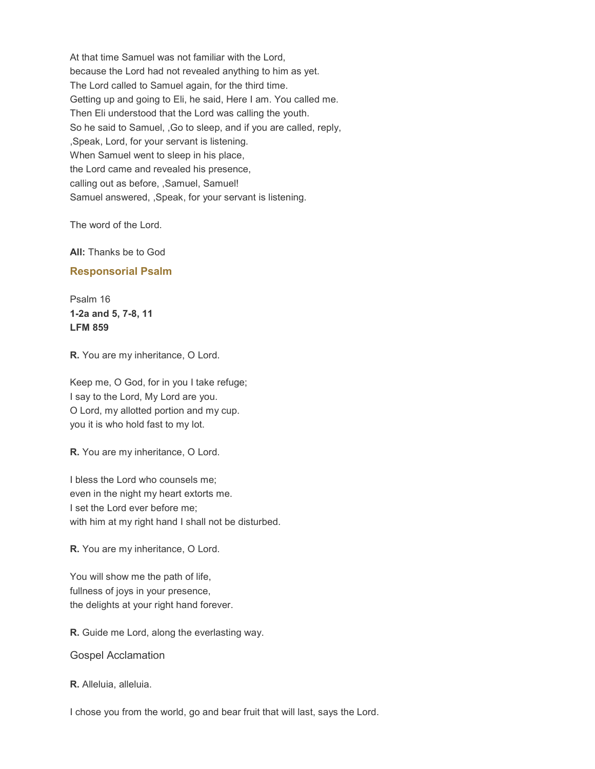At that time Samuel was not familiar with the Lord,
because the Lord had not revealed anything to him as yet.
The Lord called to Samuel again, for the third time.
Getting up and going to Eli, he said, Here I am. You called me.
Then Eli understood that the Lord was calling the youth.
So he said to Samuel, ‚Go to sleep, and if you are called, reply,
‚Speak, Lord, for your servant is listening.
When Samuel went to sleep in his place,
the Lord came and revealed his presence,
calling out as before, ‚Samuel, Samuel!
Samuel answered, ‚Speak, for your servant is listening.

The word of the Lord.

**All:** Thanks be to God

## Responsorial Psalm

Psalm 16
**1-2a and 5, 7-8, 11**
**LFM 859**

**R.** You are my inheritance, O Lord.

Keep me, O God, for in you I take refuge;
I say to the Lord, My Lord are you.
O Lord, my allotted portion and my cup.
you it is who hold fast to my lot.

**R.** You are my inheritance, O Lord.

I bless the Lord who counsels me;
even in the night my heart extorts me.
I set the Lord ever before me;
with him at my right hand I shall not be disturbed.

**R.** You are my inheritance, O Lord.

You will show me the path of life,
fullness of joys in your presence,
the delights at your right hand forever.

**R.** Guide me Lord, along the everlasting way.

## Gospel Acclamation

**R.** Alleluia, alleluia.

I chose you from the world, go and bear fruit that will last, says the Lord.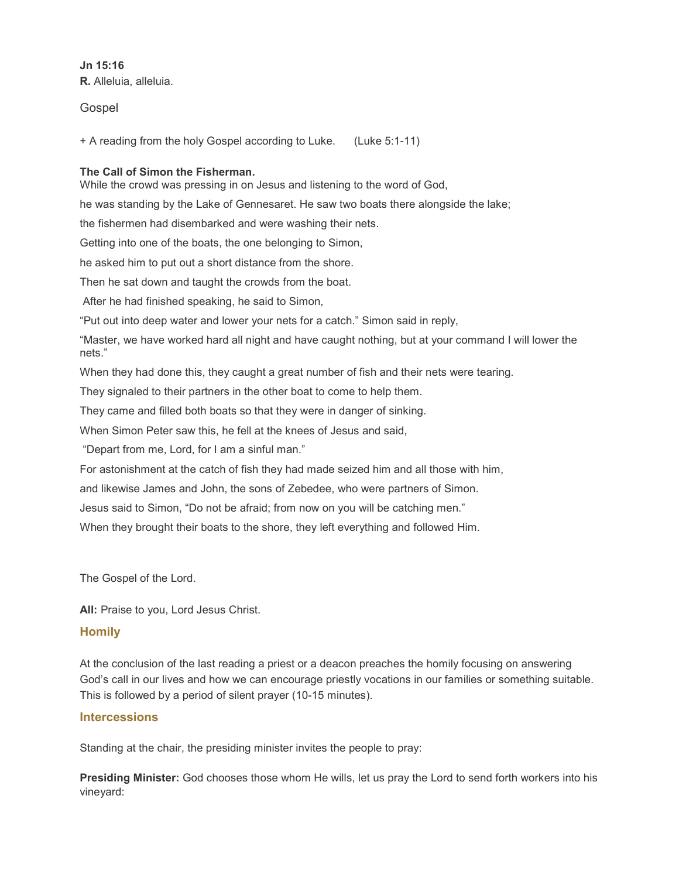**Jn 15:16**

**R.** Alleluia, alleluia.

## Gospel

+ A reading from the holy Gospel according to Luke. (Luke 5:1-11)

**The Call of Simon the Fisherman.**

While the crowd was pressing in on Jesus and listening to the word of God,

he was standing by the Lake of Gennesaret. He saw two boats there alongside the lake;

the fishermen had disembarked and were washing their nets.

Getting into one of the boats, the one belonging to Simon,

he asked him to put out a short distance from the shore.

Then he sat down and taught the crowds from the boat.

After he had finished speaking, he said to Simon,

“Put out into deep water and lower your nets for a catch.” Simon said in reply,

“Master, we have worked hard all night and have caught nothing, but at your command I will lower the nets.”

When they had done this, they caught a great number of fish and their nets were tearing.

They signaled to their partners in the other boat to come to help them.

They came and filled both boats so that they were in danger of sinking.

When Simon Peter saw this, he fell at the knees of Jesus and said,

“Depart from me, Lord, for I am a sinful man.”

For astonishment at the catch of fish they had made seized him and all those with him,

and likewise James and John, the sons of Zebedee, who were partners of Simon.

Jesus said to Simon, “Do not be afraid; from now on you will be catching men.”

When they brought their boats to the shore, they left everything and followed Him.

The Gospel of the Lord.

**All:** Praise to you, Lord Jesus Christ.

## Homily

At the conclusion of the last reading a priest or a deacon preaches the homily focusing on answering God’s call in our lives and how we can encourage priestly vocations in our families or something suitable. This is followed by a period of silent prayer (10-15 minutes).

## Intercessions

Standing at the chair, the presiding minister invites the people to pray:

**Presiding Minister:** God chooses those whom He wills, let us pray the Lord to send forth workers into his vineyard: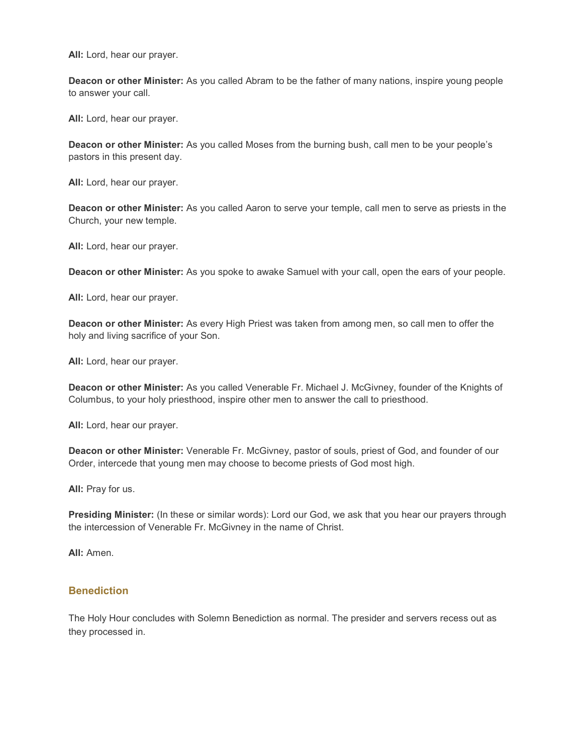**All:** Lord, hear our prayer.

**Deacon or other Minister:** As you called Abram to be the father of many nations, inspire young people to answer your call.

**All:** Lord, hear our prayer.

**Deacon or other Minister:** As you called Moses from the burning bush, call men to be your people's pastors in this present day.

**All:** Lord, hear our prayer.

**Deacon or other Minister:** As you called Aaron to serve your temple, call men to serve as priests in the Church, your new temple.

**All:** Lord, hear our prayer.

**Deacon or other Minister:** As you spoke to awake Samuel with your call, open the ears of your people.

**All:** Lord, hear our prayer.

**Deacon or other Minister:** As every High Priest was taken from among men, so call men to offer the holy and living sacrifice of your Son.

**All:** Lord, hear our prayer.

**Deacon or other Minister:** As you called Venerable Fr. Michael J. McGivney, founder of the Knights of Columbus, to your holy priesthood, inspire other men to answer the call to priesthood.

**All:** Lord, hear our prayer.

**Deacon or other Minister:** Venerable Fr. McGivney, pastor of souls, priest of God, and founder of our Order, intercede that young men may choose to become priests of God most high.

**All:** Pray for us.

**Presiding Minister:** (In these or similar words): Lord our God, we ask that you hear our prayers through the intercession of Venerable Fr. McGivney in the name of Christ.

**All:** Amen.

### Benediction

The Holy Hour concludes with Solemn Benediction as normal. The presider and servers recess out as they processed in.